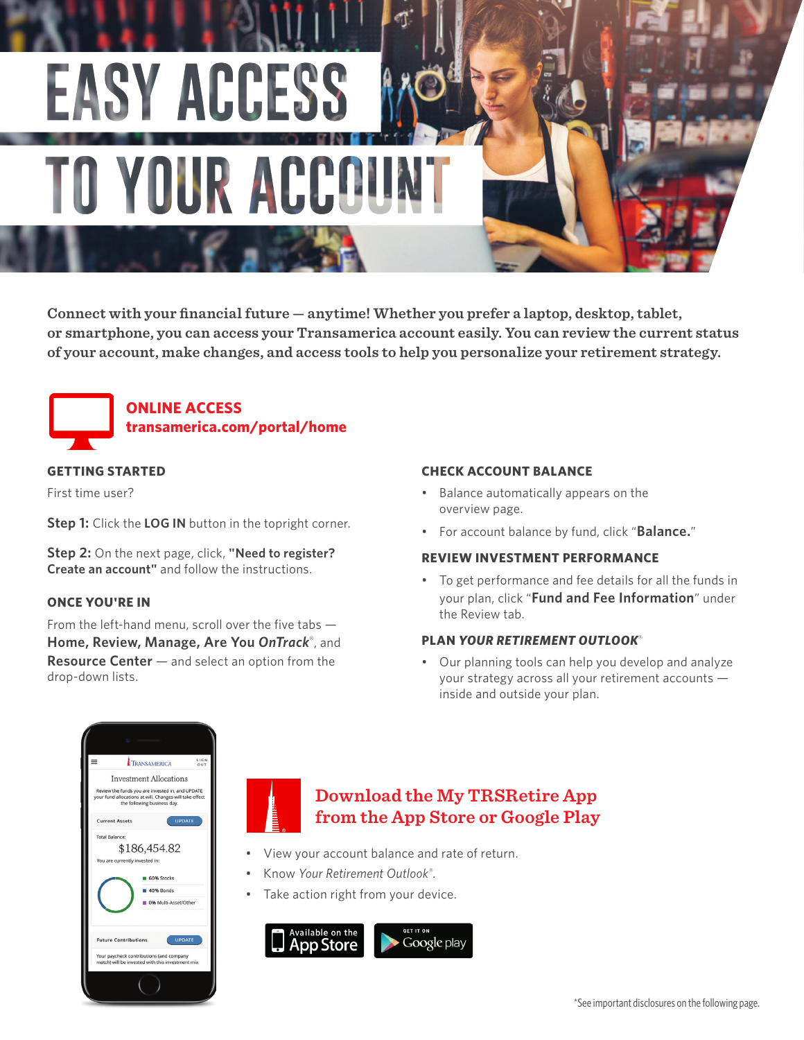# EASY ACCESS TO YOUR ACCOUNT

**Connect with your financial future — anytime! Whether you prefer a laptop, desktop, tablet, or smartphone, you can access your Transamerica account easily. You can review the current status of your account, make changes, and access tools to help you personalize your retirement strategy.**

## ONLINE ACCESS
**transamerica.com/portal/home**

### GETTING STARTED

First time user?

**Step 1:** Click the **LOG IN** button in the topright corner.

**Step 2:** On the next page, click, **"Need to register? Create an account"** and follow the instructions.

### ONCE YOU'RE IN

From the left-hand menu, scroll over the five tabs — **Home, Review, Manage, Are You *OnTrack*®**, and **Resource Center** — and select an option from the drop-down lists.

### CHECK ACCOUNT BALANCE

- Balance automatically appears on the overview page.
- For account balance by fund, click "**Balance.**"

### REVIEW INVESTMENT PERFORMANCE

- To get performance and fee details for all the funds in your plan, click "**Fund and Fee Information**" under the Review tab.

### PLAN *YOUR RETIREMENT OUTLOOK*®

- Our planning tools can help you develop and analyze your strategy across all your retirement accounts — inside and outside your plan.

## Download the My TRSRetire App from the App Store or Google Play

- View your account balance and rate of return.
- Know *Your Retirement Outlook*®.
- Take action right from your device.

Available on the App Store | GET IT ON Google play

*See important disclosures on the following page.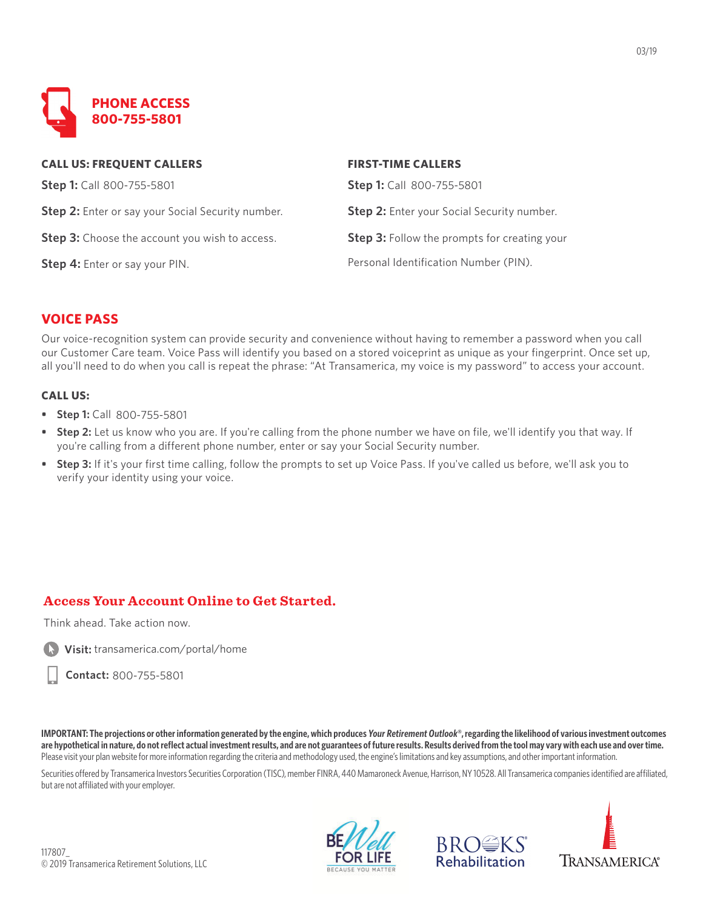## PHONE ACCESS
## 800-755-5801

### CALL US: FREQUENT CALLERS

**Step 1:** Call 800-755-5801

**Step 2:** Enter or say your Social Security number.

**Step 3:** Choose the account you wish to access.

**Step 4:** Enter or say your PIN.

### FIRST-TIME CALLERS

**Step 1:** Call 800-755-5801

**Step 2:** Enter your Social Security number.

**Step 3:** Follow the prompts for creating your Personal Identification Number (PIN).

## VOICE PASS

Our voice-recognition system can provide security and convenience without having to remember a password when you call our Customer Care team. Voice Pass will identify you based on a stored voiceprint as unique as your fingerprint. Once set up, all you'll need to do when you call is repeat the phrase: "At Transamerica, my voice is my password" to access your account.

### CALL US:

- **Step 1:** Call 800-755-5801
- **Step 2:** Let us know who you are. If you're calling from the phone number we have on file, we'll identify you that way. If you're calling from a different phone number, enter or say your Social Security number.
- **Step 3:** If it's your first time calling, follow the prompts to set up Voice Pass. If you've called us before, we'll ask you to verify your identity using your voice.

## Access Your Account Online to Get Started.

Think ahead. Take action now.

**Visit:** transamerica.com/portal/home

**Contact:** 800-755-5801

**IMPORTANT: The projections or other information generated by the engine, which produces *Your Retirement Outlook*®, regarding the likelihood of various investment outcomes are hypothetical in nature, do not reflect actual investment results, and are not guarantees of future results. Results derived from the tool may vary with each use and over time.** Please visit your plan website for more information regarding the criteria and methodology used, the engine's limitations and key assumptions, and other important information.

Securities offered by Transamerica Investors Securities Corporation (TISC), member FINRA, 440 Mamaroneck Avenue, Harrison, NY 10528. All Transamerica companies identified are affiliated, but are not affiliated with your employer.

117807_
© 2019 Transamerica Retirement Solutions, LLC

BE Well FOR LIFE — BECAUSE YOU MATTER

BROOKS® Rehabilitation

TRANSAMERICA®